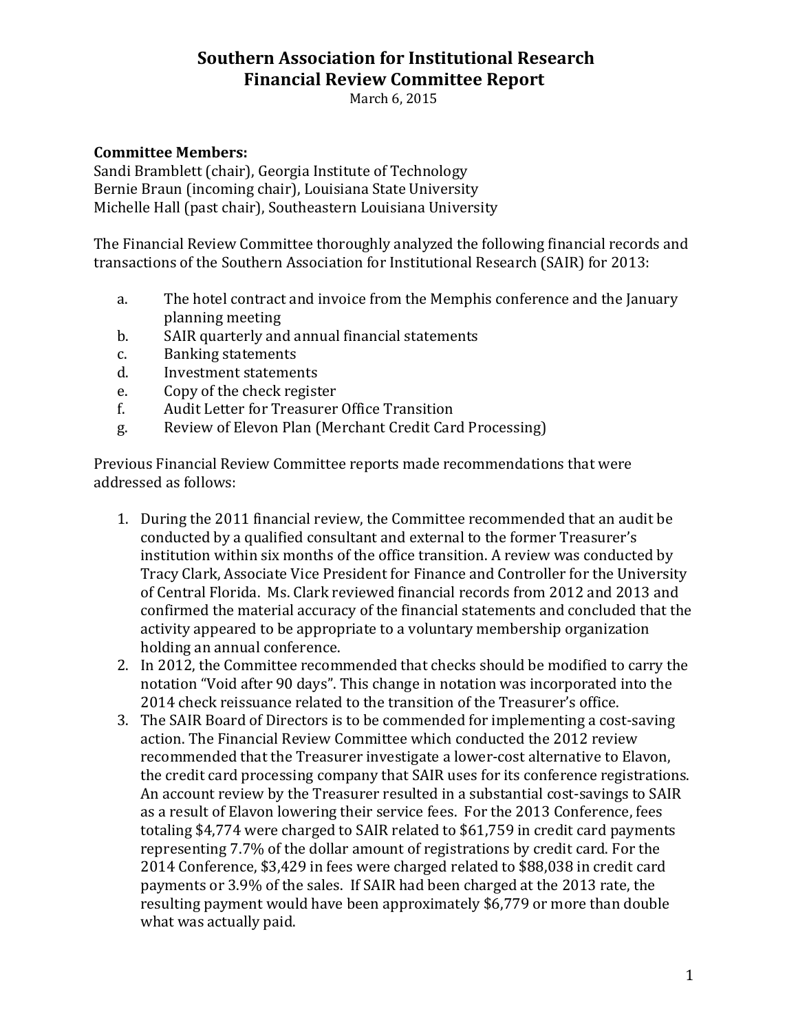# Southern Association for Institutional Research
## Financial Review Committee Report

March 6, 2015

**Committee Members:**
Sandi Bramblett (chair), Georgia Institute of Technology
Bernie Braun (incoming chair), Louisiana State University
Michelle Hall (past chair), Southeastern Louisiana University

The Financial Review Committee thoroughly analyzed the following financial records and transactions of the Southern Association for Institutional Research (SAIR) for 2013:

a. The hotel contract and invoice from the Memphis conference and the January planning meeting
b. SAIR quarterly and annual financial statements
c. Banking statements
d. Investment statements
e. Copy of the check register
f. Audit Letter for Treasurer Office Transition
g. Review of Elevon Plan (Merchant Credit Card Processing)

Previous Financial Review Committee reports made recommendations that were addressed as follows:

1. During the 2011 financial review, the Committee recommended that an audit be conducted by a qualified consultant and external to the former Treasurer's institution within six months of the office transition. A review was conducted by Tracy Clark, Associate Vice President for Finance and Controller for the University of Central Florida. Ms. Clark reviewed financial records from 2012 and 2013 and confirmed the material accuracy of the financial statements and concluded that the activity appeared to be appropriate to a voluntary membership organization holding an annual conference.
2. In 2012, the Committee recommended that checks should be modified to carry the notation "Void after 90 days". This change in notation was incorporated into the 2014 check reissuance related to the transition of the Treasurer's office.
3. The SAIR Board of Directors is to be commended for implementing a cost-saving action. The Financial Review Committee which conducted the 2012 review recommended that the Treasurer investigate a lower-cost alternative to Elavon, the credit card processing company that SAIR uses for its conference registrations. An account review by the Treasurer resulted in a substantial cost-savings to SAIR as a result of Elavon lowering their service fees. For the 2013 Conference, fees totaling $4,774 were charged to SAIR related to $61,759 in credit card payments representing 7.7% of the dollar amount of registrations by credit card. For the 2014 Conference, $3,429 in fees were charged related to $88,038 in credit card payments or 3.9% of the sales. If SAIR had been charged at the 2013 rate, the resulting payment would have been approximately $6,779 or more than double what was actually paid.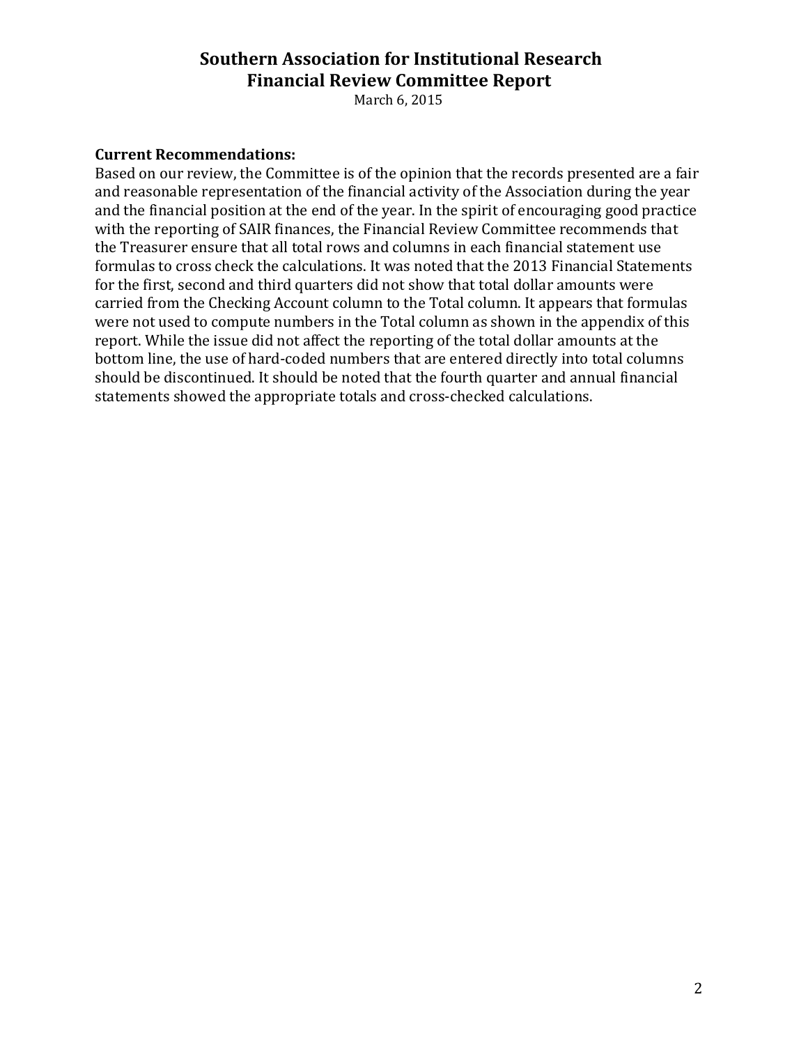# Southern Association for Institutional Research
# Financial Review Committee Report

March 6, 2015

**Current Recommendations:**

Based on our review, the Committee is of the opinion that the records presented are a fair and reasonable representation of the financial activity of the Association during the year and the financial position at the end of the year. In the spirit of encouraging good practice with the reporting of SAIR finances, the Financial Review Committee recommends that the Treasurer ensure that all total rows and columns in each financial statement use formulas to cross check the calculations. It was noted that the 2013 Financial Statements for the first, second and third quarters did not show that total dollar amounts were carried from the Checking Account column to the Total column. It appears that formulas were not used to compute numbers in the Total column as shown in the appendix of this report. While the issue did not affect the reporting of the total dollar amounts at the bottom line, the use of hard-coded numbers that are entered directly into total columns should be discontinued. It should be noted that the fourth quarter and annual financial statements showed the appropriate totals and cross-checked calculations.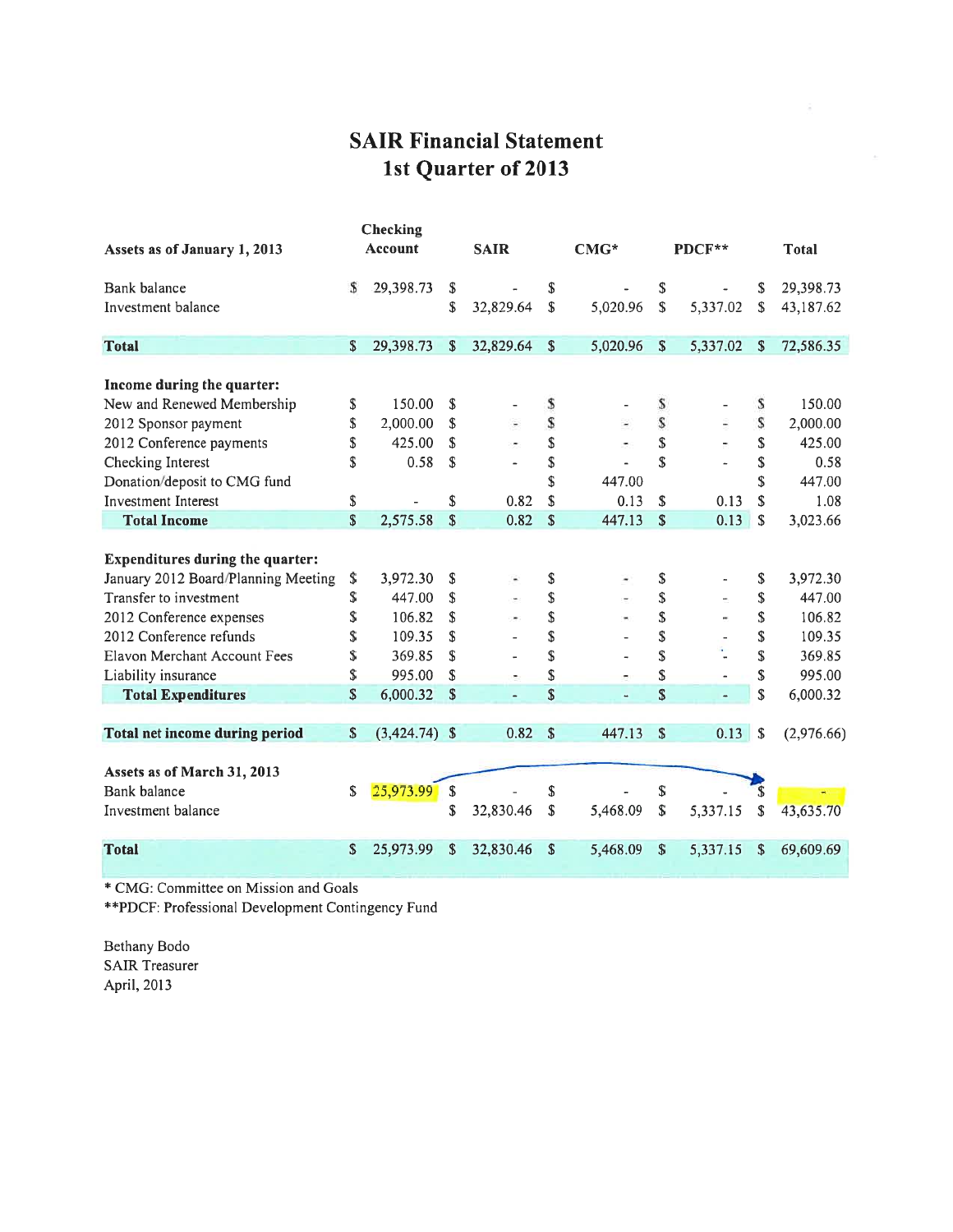# SAIR Financial Statement
## 1st Quarter of 2013

| Assets as of January 1, 2013 | Checking Account | SAIR | CMG* | PDCF** | Total |
|---|---|---|---|---|---|
| Bank balance | $ 29,398.73 | $ - | $ - | $ - | $ 29,398.73 |
| Investment balance | | $ 32,829.64 | $ 5,020.96 | $ 5,337.02 | $ 43,187.62 |
| **Total** | $ 29,398.73 | $ 32,829.64 | $ 5,020.96 | $ 5,337.02 | $ 72,586.35 |
| **Income during the quarter:** | | | | | |
| New and Renewed Membership | $ 150.00 | $ - | $ - | $ - | $ 150.00 |
| 2012 Sponsor payment | $ 2,000.00 | $ - | $ - | $ - | $ 2,000.00 |
| 2012 Conference payments | $ 425.00 | $ - | $ - | $ - | $ 425.00 |
| Checking Interest | $ 0.58 | $ - | $ - | $ - | $ 0.58 |
| Donation/deposit to CMG fund | | | $ 447.00 | | $ 447.00 |
| Investment Interest | $ - | $ 0.82 | $ 0.13 | $ 0.13 | $ 1.08 |
| **Total Income** | $ 2,575.58 | $ 0.82 | $ 447.13 | $ 0.13 | $ 3,023.66 |
| **Expenditures during the quarter:** | | | | | |
| January 2012 Board/Planning Meeting | $ 3,972.30 | $ - | $ - | $ - | $ 3,972.30 |
| Transfer to investment | $ 447.00 | $ - | $ - | $ - | $ 447.00 |
| 2012 Conference expenses | $ 106.82 | $ - | $ - | $ - | $ 106.82 |
| 2012 Conference refunds | $ 109.35 | $ - | $ - | $ - | $ 109.35 |
| Elavon Merchant Account Fees | $ 369.85 | $ - | $ - | $ - | $ 369.85 |
| Liability insurance | $ 995.00 | $ - | $ - | $ - | $ 995.00 |
| **Total Expenditures** | $ 6,000.32 | $ - | $ - | $ - | $ 6,000.32 |
| **Total net income during period** | $ (3,424.74) | $ 0.82 | $ 447.13 | $ 0.13 | $ (2,976.66) |
| **Assets as of March 31, 2013** | | | | | |
| Bank balance | $ 25,973.99 | $ - | $ - | $ - | $ - |
| Investment balance | | $ 32,830.46 | $ 5,468.09 | $ 5,337.15 | $ 43,635.70 |
| **Total** | $ 25,973.99 | $ 32,830.46 | $ 5,468.09 | $ 5,337.15 | $ 69,609.69 |

\* CMG: Committee on Mission and Goals

\*\*PDCF: Professional Development Contingency Fund

Bethany Bodo
SAIR Treasurer
April, 2013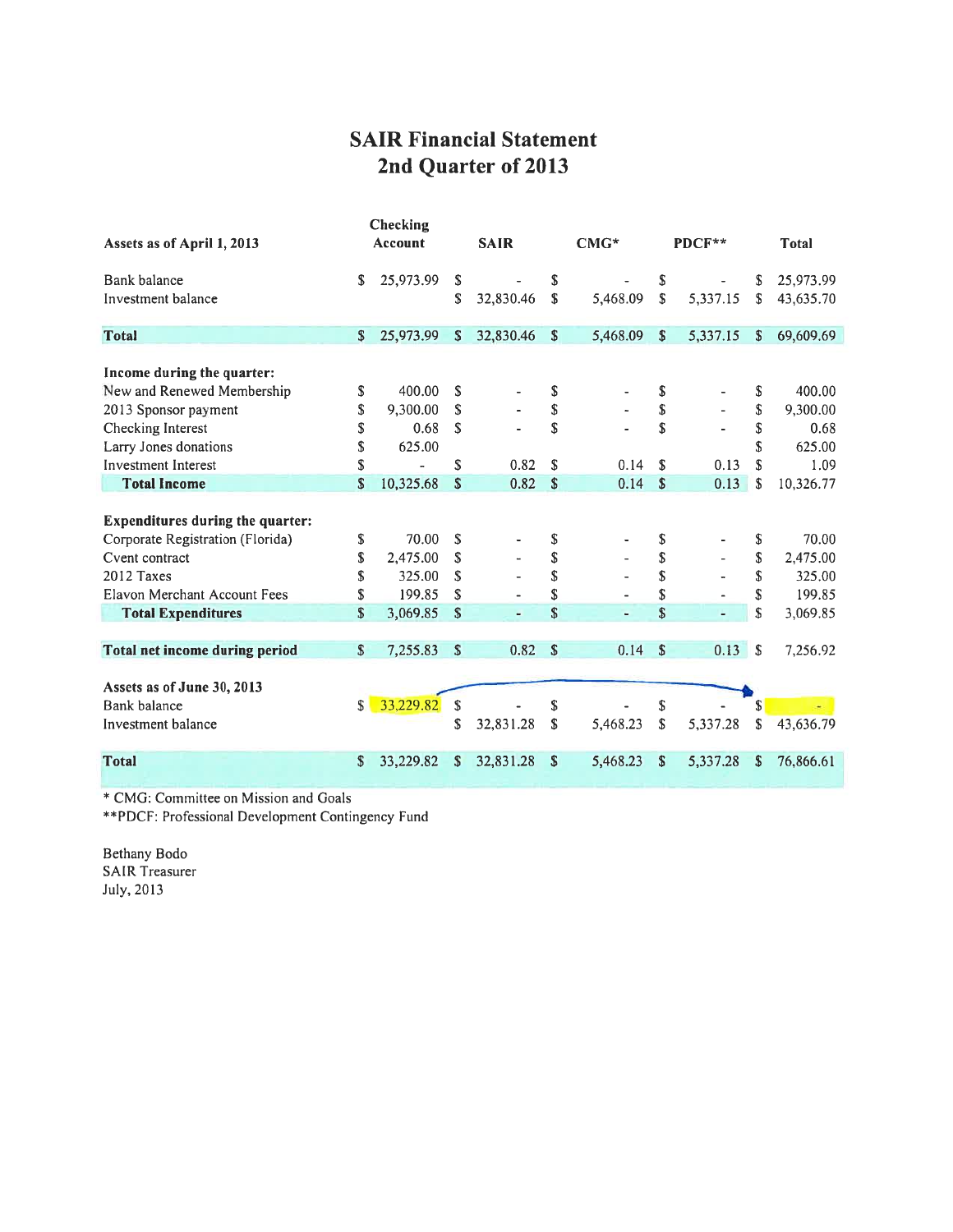# SAIR Financial Statement
## 2nd Quarter of 2013

| Assets as of April 1, 2013 | Checking Account | SAIR | CMG* | PDCF** | Total |
|---|---|---|---|---|---|
| Bank balance | $ 25,973.99 | $ - | $ - | $ - | $ 25,973.99 |
| Investment balance | | $ 32,830.46 | $ 5,468.09 | $ 5,337.15 | $ 43,635.70 |
| **Total** | $ 25,973.99 | $ 32,830.46 | $ 5,468.09 | $ 5,337.15 | $ 69,609.69 |
| **Income during the quarter:** | | | | | |
| New and Renewed Membership | $ 400.00 | $ - | $ - | $ - | $ 400.00 |
| 2013 Sponsor payment | $ 9,300.00 | $ - | $ - | $ - | $ 9,300.00 |
| Checking Interest | $ 0.68 | $ - | $ - | $ - | $ 0.68 |
| Larry Jones donations | $ 625.00 | | | | $ 625.00 |
| Investment Interest | $ - | $ 0.82 | $ 0.14 | $ 0.13 | $ 1.09 |
| **Total Income** | $ 10,325.68 | $ 0.82 | $ 0.14 | $ 0.13 | $ 10,326.77 |
| **Expenditures during the quarter:** | | | | | |
| Corporate Registration (Florida) | $ 70.00 | $ - | $ - | $ - | $ 70.00 |
| Cvent contract | $ 2,475.00 | $ - | $ - | $ - | $ 2,475.00 |
| 2012 Taxes | $ 325.00 | $ - | $ - | $ - | $ 325.00 |
| Elavon Merchant Account Fees | $ 199.85 | $ - | $ - | $ - | $ 199.85 |
| **Total Expenditures** | $ 3,069.85 | $ - | $ - | $ - | $ 3,069.85 |
| **Total net income during period** | $ 7,255.83 | $ 0.82 | $ 0.14 | $ 0.13 | $ 7,256.92 |
| **Assets as of June 30, 2013** | | | | | |
| Bank balance | $ 33,229.82 | $ - | $ - | $ - | $ - |
| Investment balance | | $ 32,831.28 | $ 5,468.23 | $ 5,337.28 | $ 43,636.79 |
| **Total** | $ 33,229.82 | $ 32,831.28 | $ 5,468.23 | $ 5,337.28 | $ 76,866.61 |

* CMG: Committee on Mission and Goals

**PDCF: Professional Development Contingency Fund

Bethany Bodo
SAIR Treasurer
July, 2013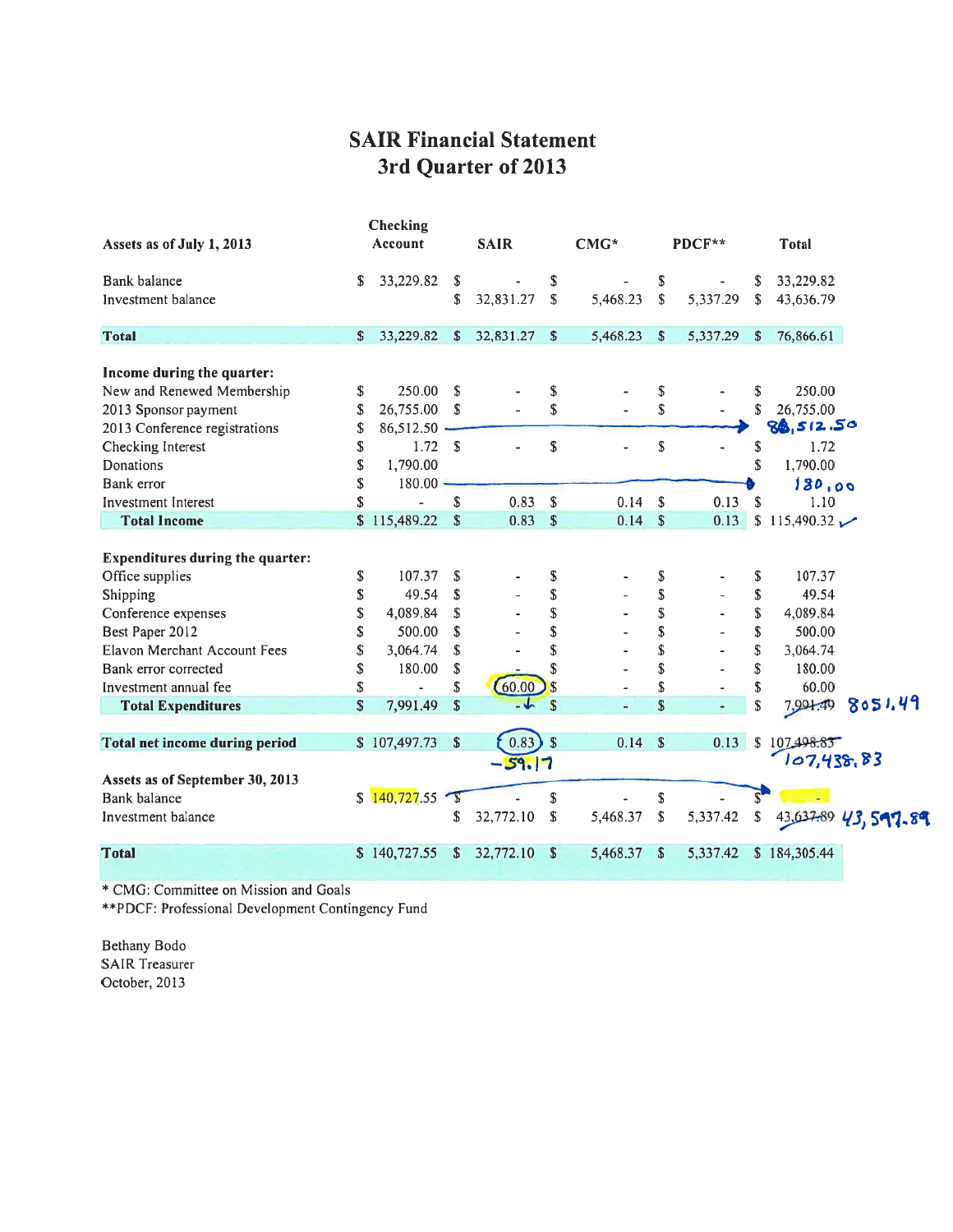# SAIR Financial Statement
## 3rd Quarter of 2013

| Assets as of July 1, 2013 | Checking Account | SAIR | CMG* | PDCF** | Total |
|---|---|---|---|---|---|
| Bank balance | $ 33,229.82 | $ - | $ - | $ - | $ 33,229.82 |
| Investment balance | | $ 32,831.27 | $ 5,468.23 | $ 5,337.29 | $ 43,636.79 |
| **Total** | $ 33,229.82 | $ 32,831.27 | $ 5,468.23 | $ 5,337.29 | $ 76,866.61 |
| **Income during the quarter:** | | | | | |
| New and Renewed Membership | $ 250.00 | $ - | $ - | $ - | $ 250.00 |
| 2013 Sponsor payment | $ 26,755.00 | $ - | $ - | $ - | $ 26,755.00 |
| 2013 Conference registrations | $ 86,512.50 | | | | 86,512.50 |
| Checking Interest | $ 1.72 | $ - | $ - | $ - | $ 1.72 |
| Donations | $ 1,790.00 | | | | $ 1,790.00 |
| Bank error | $ 180.00 | | | | 180.00 |
| Investment Interest | $ - | $ 0.83 | $ 0.14 | $ 0.13 | $ 1.10 |
| **Total Income** | $ 115,489.22 | $ 0.83 | $ 0.14 | $ 0.13 | $ 115,490.32 ✓ |
| **Expenditures during the quarter:** | | | | | |
| Office supplies | $ 107.37 | $ - | $ - | $ - | $ 107.37 |
| Shipping | $ 49.54 | $ - | $ - | $ - | $ 49.54 |
| Conference expenses | $ 4,089.84 | $ - | $ - | $ - | $ 4,089.84 |
| Best Paper 2012 | $ 500.00 | $ - | $ - | $ - | $ 500.00 |
| Elavon Merchant Account Fees | $ 3,064.74 | $ - | $ - | $ - | $ 3,064.74 |
| Bank error corrected | $ 180.00 | $ - | $ - | $ - | $ 180.00 |
| Investment annual fee | $ - | $ 60.00 | $ - | $ - | $ 60.00 |
| **Total Expenditures** | $ 7,991.49 | $ - | $ - | $ - | $ ~~7,991.49~~ 8051.49 |
| **Total net income during period** | $ 107,497.73 | $ 0.83 −59.17 | $ 0.14 | $ 0.13 | $ ~~107,498.83~~ 107,438.83 |
| **Assets as of September 30, 2013** | | | | | |
| Bank balance | $ 140,727.55 | $ - | $ - | $ - | $ - |
| Investment balance | | $ 32,772.10 | $ 5,468.37 | $ 5,337.42 | $ ~~43,637.89~~ 43,577.89 |
| **Total** | $ 140,727.55 | $ 32,772.10 | $ 5,468.37 | $ 5,337.42 | $ 184,305.44 |

* CMG: Committee on Mission and Goals
**PDCF: Professional Development Contingency Fund

Bethany Bodo
SAIR Treasurer
October, 2013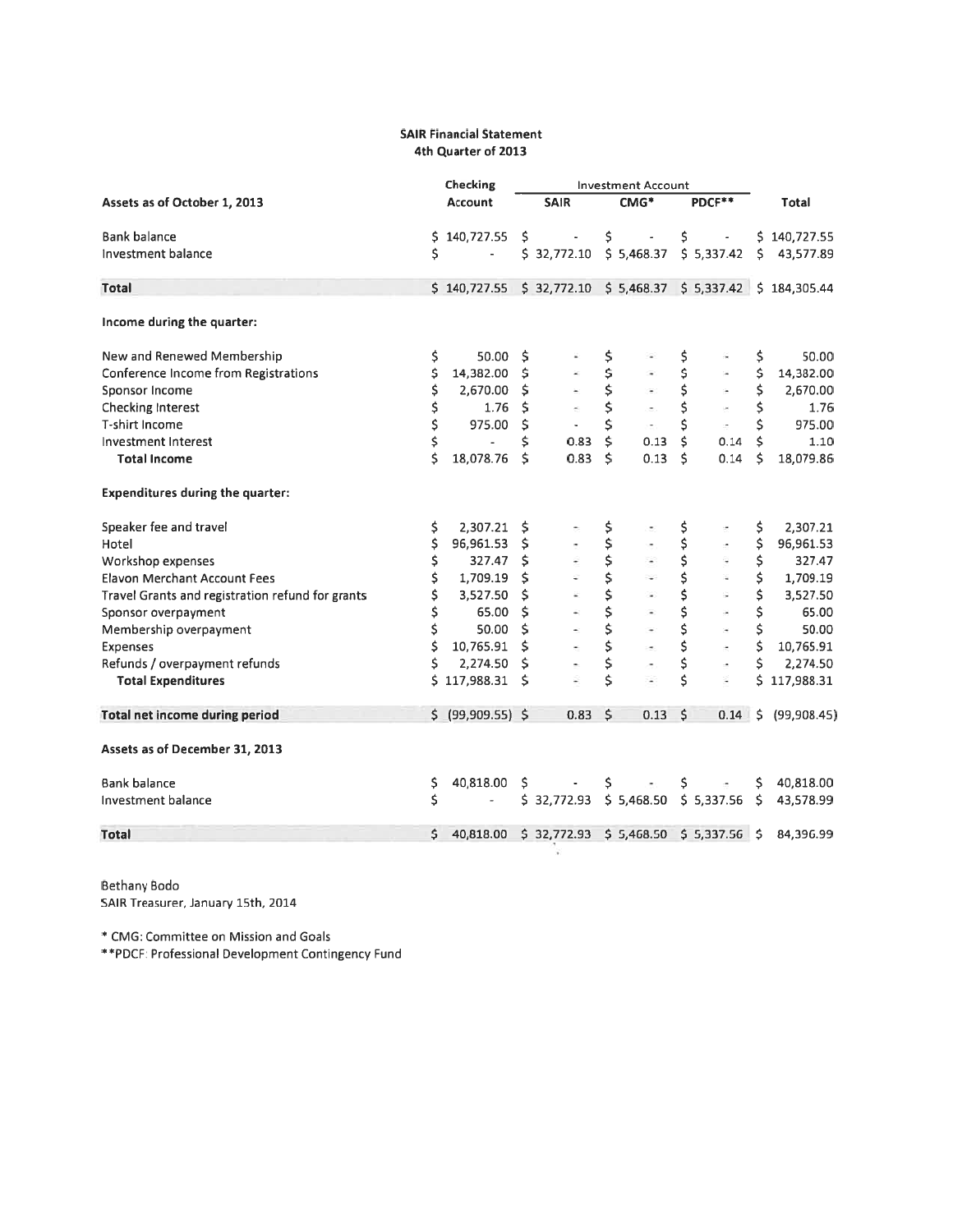# SAIR Financial Statement
## 4th Quarter of 2013

| | Checking | Investment Account | | | |
|---|---|---|---|---|---|
| **Assets as of October 1, 2013** | **Account** | **SAIR** | **CMG*** | **PDCF**** | **Total** |
| Bank balance | $ 140,727.55 | $ - | $ - | $ - | $ 140,727.55 |
| Investment balance | $ - | $ 32,772.10 | $ 5,468.37 | $ 5,337.42 | $ 43,577.89 |
| **Total** | $ 140,727.55 | $ 32,772.10 | $ 5,468.37 | $ 5,337.42 | $ 184,305.44 |
| **Income during the quarter:** | | | | | |
| New and Renewed Membership | $ 50.00 | $ - | $ - | $ - | $ 50.00 |
| Conference Income from Registrations | $ 14,382.00 | $ - | $ - | $ - | $ 14,382.00 |
| Sponsor Income | $ 2,670.00 | $ - | $ - | $ - | $ 2,670.00 |
| Checking Interest | $ 1.76 | $ - | $ - | $ - | $ 1.76 |
| T-shirt Income | $ 975.00 | $ - | $ - | $ - | $ 975.00 |
| Investment Interest | $ - | $ 0.83 | $ 0.13 | $ 0.14 | $ 1.10 |
| **Total Income** | $ 18,078.76 | $ 0.83 | $ 0.13 | $ 0.14 | $ 18,079.86 |
| **Expenditures during the quarter:** | | | | | |
| Speaker fee and travel | $ 2,307.21 | $ - | $ - | $ - | $ 2,307.21 |
| Hotel | $ 96,961.53 | $ - | $ - | $ - | $ 96,961.53 |
| Workshop expenses | $ 327.47 | $ - | $ - | $ - | $ 327.47 |
| Elavon Merchant Account Fees | $ 1,709.19 | $ - | $ - | $ - | $ 1,709.19 |
| Travel Grants and registration refund for grants | $ 3,527.50 | $ - | $ - | $ - | $ 3,527.50 |
| Sponsor overpayment | $ 65.00 | $ - | $ - | $ - | $ 65.00 |
| Membership overpayment | $ 50.00 | $ - | $ - | $ - | $ 50.00 |
| Expenses | $ 10,765.91 | $ - | $ - | $ - | $ 10,765.91 |
| Refunds / overpayment refunds | $ 2,274.50 | $ - | $ - | $ - | $ 2,274.50 |
| **Total Expenditures** | $ 117,988.31 | $ - | $ - | $ - | $ 117,988.31 |
| **Total net income during period** | $ (99,909.55) | $ 0.83 | $ 0.13 | $ 0.14 | $ (99,908.45) |
| **Assets as of December 31, 2013** | | | | | |
| Bank balance | $ 40,818.00 | $ - | $ - | $ - | $ 40,818.00 |
| Investment balance | $ - | $ 32,772.93 | $ 5,468.50 | $ 5,337.56 | $ 43,578.99 |
| **Total** | $ 40,818.00 | $ 32,772.93 | $ 5,468.50 | $ 5,337.56 | $ 84,396.99 |

Bethany Bodo
SAIR Treasurer, January 15th, 2014

\* CMG: Committee on Mission and Goals
\*\*PDCF: Professional Development Contingency Fund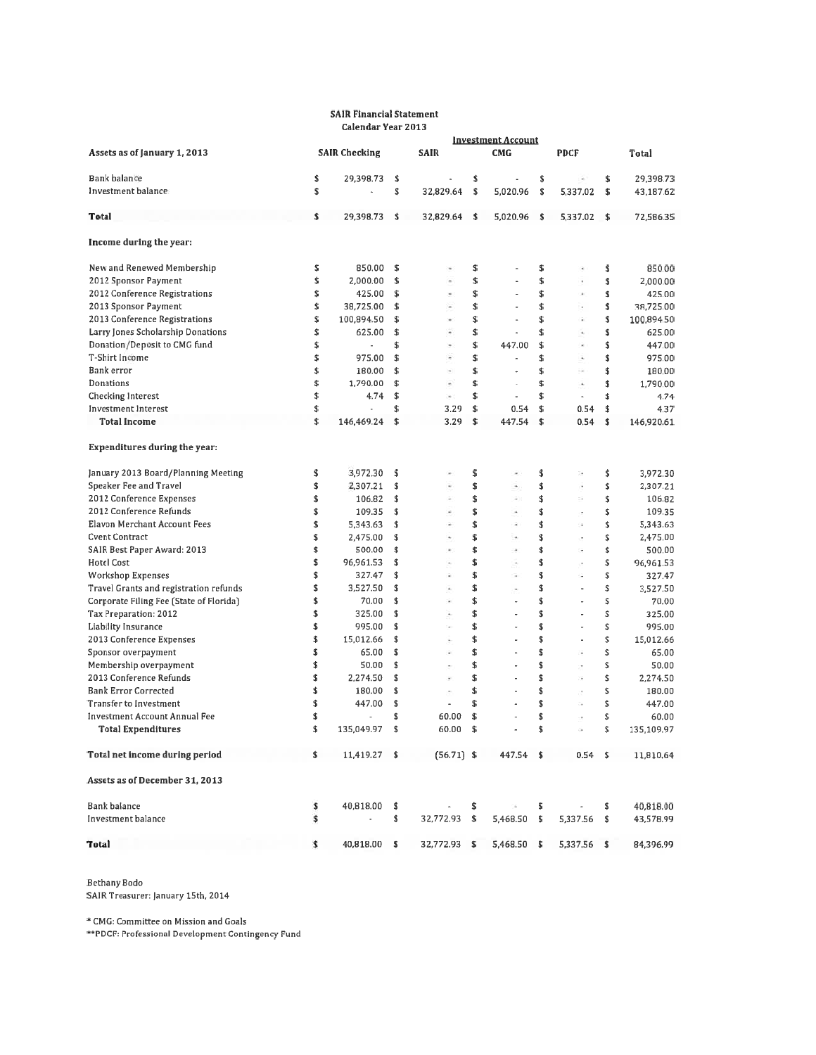# SAIR Financial Statement

## Calendar Year 2013

| | | Investment Account | | | |
|---|---|---|---|---|---|
| **Assets as of January 1, 2013** | **SAIR Checking** | **SAIR** | **CMG** | **PDCF** | **Total** |
| Bank balance | $ 29,398.73 | $ - | $ - | $ - | $ 29,398.73 |
| Investment balance | $ - | $ 32,829.64 | $ 5,020.96 | $ 5,337.02 | $ 43,187.62 |
| **Total** | $ 29,398.73 | $ 32,829.64 | $ 5,020.96 | $ 5,337.02 | $ 72,586.35 |
| **Income during the year:** | | | | | |
| New and Renewed Membership | $ 850.00 | $ - | $ - | $ - | $ 850.00 |
| 2012 Sponsor Payment | $ 2,000.00 | $ - | $ - | $ - | $ 2,000.00 |
| 2012 Conference Registrations | $ 425.00 | $ - | $ - | $ - | $ 425.00 |
| 2013 Sponsor Payment | $ 38,725.00 | $ - | $ - | $ - | $ 38,725.00 |
| 2013 Conference Registrations | $ 100,894.50 | $ - | $ - | $ - | $ 100,894.50 |
| Larry Jones Scholarship Donations | $ 625.00 | $ - | $ - | $ - | $ 625.00 |
| Donation/Deposit to CMG fund | $ - | $ - | $ 447.00 | $ - | $ 447.00 |
| T-Shirt Income | $ 975.00 | $ - | $ - | $ - | $ 975.00 |
| Bank error | $ 180.00 | $ - | $ - | $ - | $ 180.00 |
| Donations | $ 1,790.00 | $ - | $ - | $ - | $ 1,790.00 |
| Checking Interest | $ 4.74 | $ - | $ - | $ - | $ 4.74 |
| Investment Interest | $ - | $ 3.29 | $ 0.54 | $ 0.54 | $ 4.37 |
| **Total Income** | $ 146,469.24 | $ 3.29 | $ 447.54 | $ 0.54 | $ 146,920.61 |
| **Expenditures during the year:** | | | | | |
| January 2013 Board/Planning Meeting | $ 3,972.30 | $ - | $ - | $ - | $ 3,972.30 |
| Speaker Fee and Travel | $ 2,307.21 | $ - | $ - | $ - | $ 2,307.21 |
| 2012 Conference Expenses | $ 106.82 | $ - | $ - | $ - | $ 106.82 |
| 2012 Conference Refunds | $ 109.35 | $ - | $ - | $ - | $ 109.35 |
| Elavon Merchant Account Fees | $ 5,343.63 | $ - | $ - | $ - | $ 5,343.63 |
| Cvent Contract | $ 2,475.00 | $ - | $ - | $ - | $ 2,475.00 |
| SAIR Best Paper Award: 2013 | $ 500.00 | $ - | $ - | $ - | $ 500.00 |
| Hotel Cost | $ 96,961.53 | $ - | $ - | $ - | $ 96,961.53 |
| Workshop Expenses | $ 327.47 | $ - | $ - | $ - | $ 327.47 |
| Travel Grants and registration refunds | $ 3,527.50 | $ - | $ - | $ - | $ 3,527.50 |
| Corporate Filing Fee (State of Florida) | $ 70.00 | $ - | $ - | $ - | $ 70.00 |
| Tax Preparation: 2012 | $ 325.00 | $ - | $ - | $ - | $ 325.00 |
| Liability Insurance | $ 995.00 | $ - | $ - | $ - | $ 995.00 |
| 2013 Conference Expenses | $ 15,012.66 | $ - | $ - | $ - | $ 15,012.66 |
| Sponsor overpayment | $ 65.00 | $ - | $ - | $ - | $ 65.00 |
| Membership overpayment | $ 50.00 | $ - | $ - | $ - | $ 50.00 |
| 2013 Conference Refunds | $ 2,274.50 | $ - | $ - | $ - | $ 2,274.50 |
| Bank Error Corrected | $ 180.00 | $ - | $ - | $ - | $ 180.00 |
| Transfer to Investment | $ 447.00 | $ - | $ - | $ - | $ 447.00 |
| Investment Account Annual Fee | $ - | $ 60.00 | $ - | $ - | $ 60.00 |
| **Total Expenditures** | $ 135,049.97 | $ 60.00 | $ - | $ - | $ 135,109.97 |
| **Total net income during period** | $ 11,419.27 | $ (56.71) | $ 447.54 | $ 0.54 | $ 11,810.64 |
| **Assets as of December 31, 2013** | | | | | |
| Bank balance | $ 40,818.00 | $ - | $ - | $ - | $ 40,818.00 |
| Investment balance | $ - | $ 32,772.93 | $ 5,468.50 | $ 5,337.56 | $ 43,578.99 |
| **Total** | $ 40,818.00 | $ 32,772.93 | $ 5,468.50 | $ 5,337.56 | $ 84,396.99 |

Bethany Bodo
SAIR Treasurer: January 15th, 2014

\* CMG: Committee on Mission and Goals
\*\*PDCF: Professional Development Contingency Fund